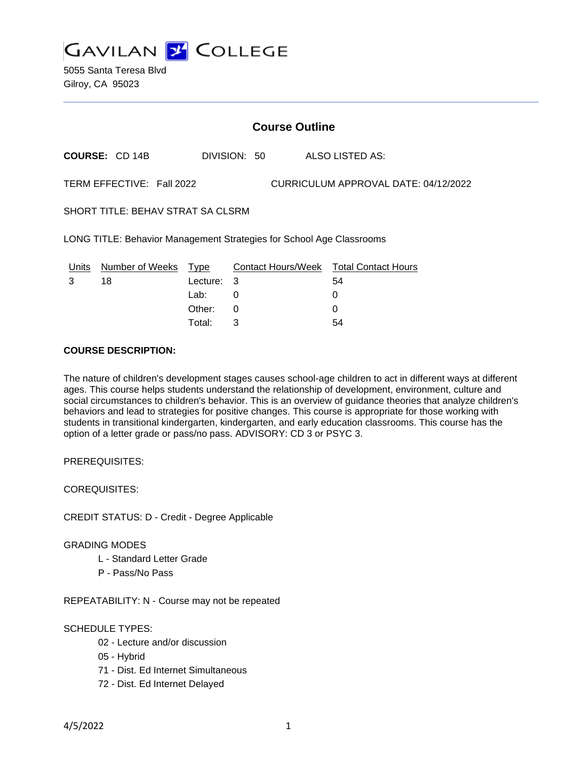# GAVILAN COLLEGE

5055 Santa Teresa Blvd
Gilroy, CA 95023

---

## Course Outline

**COURSE:** CD 14B DIVISION: 50 ALSO LISTED AS:

TERM EFFECTIVE: Fall 2022 CURRICULUM APPROVAL DATE: 04/12/2022

SHORT TITLE: BEHAV STRAT SA CLSRM

LONG TITLE: Behavior Management Strategies for School Age Classrooms

| Units | Number of Weeks | Type | Contact Hours/Week | Total Contact Hours |
|---|---|---|---|---|
| 3 | 18 | Lecture: | 3 | 54 |
| | | Lab: | 0 | 0 |
| | | Other: | 0 | 0 |
| | | Total: | 3 | 54 |

**COURSE DESCRIPTION:**

The nature of children's development stages causes school-age children to act in different ways at different ages. This course helps students understand the relationship of development, environment, culture and social circumstances to children's behavior. This is an overview of guidance theories that analyze children's behaviors and lead to strategies for positive changes. This course is appropriate for those working with students in transitional kindergarten, kindergarten, and early education classrooms. This course has the option of a letter grade or pass/no pass. ADVISORY: CD 3 or PSYC 3.

PREREQUISITES:

COREQUISITES:

CREDIT STATUS: D - Credit - Degree Applicable

GRADING MODES

- L - Standard Letter Grade
- P - Pass/No Pass

REPEATABILITY: N - Course may not be repeated

SCHEDULE TYPES:

- 02 - Lecture and/or discussion
- 05 - Hybrid
- 71 - Dist. Ed Internet Simultaneous
- 72 - Dist. Ed Internet Delayed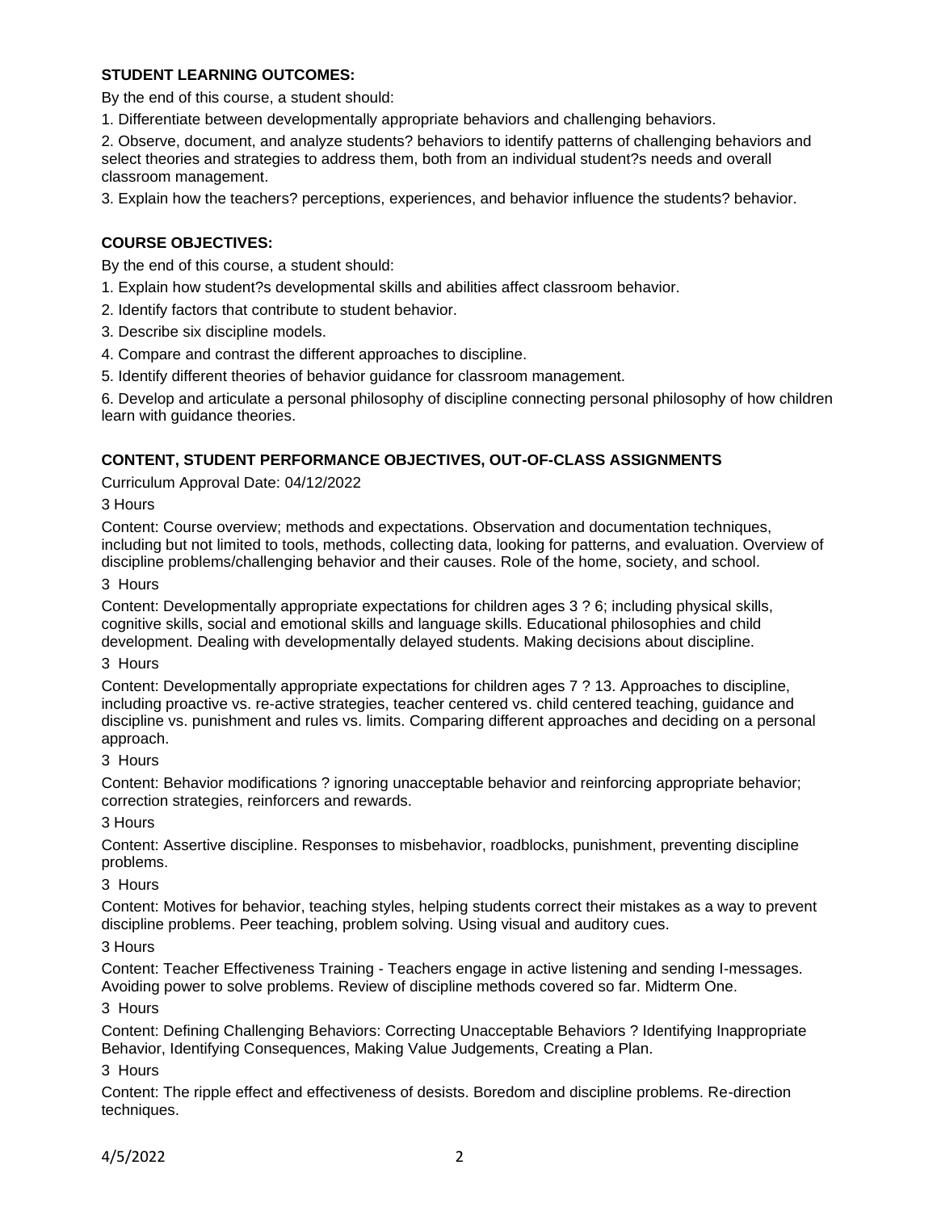**STUDENT LEARNING OUTCOMES:**

By the end of this course, a student should:

1. Differentiate between developmentally appropriate behaviors and challenging behaviors.

2. Observe, document, and analyze students? behaviors to identify patterns of challenging behaviors and select theories and strategies to address them, both from an individual student?s needs and overall classroom management.

3. Explain how the teachers? perceptions, experiences, and behavior influence the students? behavior.

**COURSE OBJECTIVES:**

By the end of this course, a student should:

1. Explain how student?s developmental skills and abilities affect classroom behavior.

2. Identify factors that contribute to student behavior.

3. Describe six discipline models.

4. Compare and contrast the different approaches to discipline.

5. Identify different theories of behavior guidance for classroom management.

6. Develop and articulate a personal philosophy of discipline connecting personal philosophy of how children learn with guidance theories.

**CONTENT, STUDENT PERFORMANCE OBJECTIVES, OUT-OF-CLASS ASSIGNMENTS**

Curriculum Approval Date: 04/12/2022

3 Hours

Content: Course overview; methods and expectations. Observation and documentation techniques, including but not limited to tools, methods, collecting data, looking for patterns, and evaluation. Overview of discipline problems/challenging behavior and their causes. Role of the home, society, and school.

3 Hours

Content: Developmentally appropriate expectations for children ages 3 ? 6; including physical skills, cognitive skills, social and emotional skills and language skills. Educational philosophies and child development. Dealing with developmentally delayed students. Making decisions about discipline.

3 Hours

Content: Developmentally appropriate expectations for children ages 7 ? 13. Approaches to discipline, including proactive vs. re-active strategies, teacher centered vs. child centered teaching, guidance and discipline vs. punishment and rules vs. limits. Comparing different approaches and deciding on a personal approach.

3 Hours

Content: Behavior modifications ? ignoring unacceptable behavior and reinforcing appropriate behavior; correction strategies, reinforcers and rewards.

3 Hours

Content: Assertive discipline. Responses to misbehavior, roadblocks, punishment, preventing discipline problems.

3 Hours

Content: Motives for behavior, teaching styles, helping students correct their mistakes as a way to prevent discipline problems. Peer teaching, problem solving. Using visual and auditory cues.

3 Hours

Content: Teacher Effectiveness Training - Teachers engage in active listening and sending I-messages. Avoiding power to solve problems. Review of discipline methods covered so far. Midterm One.

3 Hours

Content: Defining Challenging Behaviors: Correcting Unacceptable Behaviors ? Identifying Inappropriate Behavior, Identifying Consequences, Making Value Judgements, Creating a Plan.

3 Hours

Content: The ripple effect and effectiveness of desists. Boredom and discipline problems. Re-direction techniques.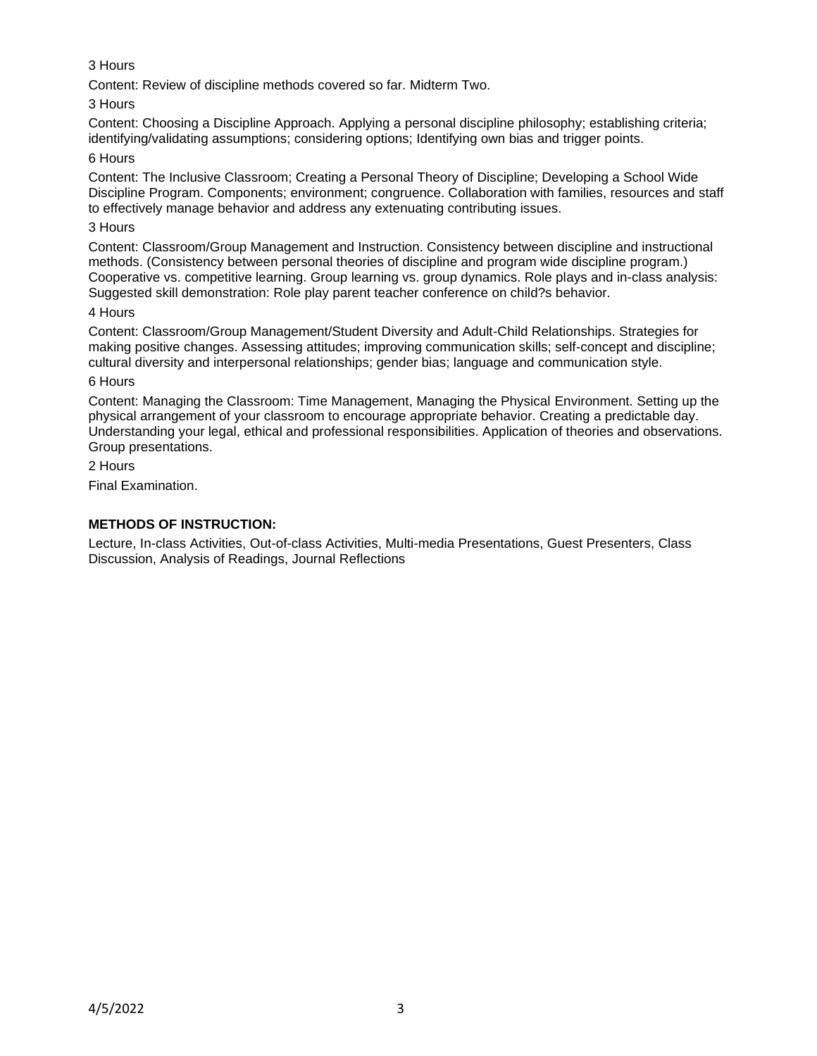3 Hours

Content: Review of discipline methods covered so far. Midterm Two.

3 Hours

Content: Choosing a Discipline Approach. Applying a personal discipline philosophy; establishing criteria; identifying/validating assumptions; considering options; Identifying own bias and trigger points.

6 Hours

Content: The Inclusive Classroom; Creating a Personal Theory of Discipline; Developing a School Wide Discipline Program. Components; environment; congruence. Collaboration with families, resources and staff to effectively manage behavior and address any extenuating contributing issues.

3 Hours

Content: Classroom/Group Management and Instruction. Consistency between discipline and instructional methods. (Consistency between personal theories of discipline and program wide discipline program.) Cooperative vs. competitive learning. Group learning vs. group dynamics. Role plays and in-class analysis: Suggested skill demonstration: Role play parent teacher conference on child?s behavior.

4 Hours

Content: Classroom/Group Management/Student Diversity and Adult-Child Relationships. Strategies for making positive changes. Assessing attitudes; improving communication skills; self-concept and discipline; cultural diversity and interpersonal relationships; gender bias; language and communication style.

6 Hours

Content: Managing the Classroom: Time Management, Managing the Physical Environment. Setting up the physical arrangement of your classroom to encourage appropriate behavior. Creating a predictable day. Understanding your legal, ethical and professional responsibilities. Application of theories and observations. Group presentations.

2 Hours

Final Examination.

**METHODS OF INSTRUCTION:**

Lecture, In-class Activities, Out-of-class Activities, Multi-media Presentations, Guest Presenters, Class Discussion, Analysis of Readings, Journal Reflections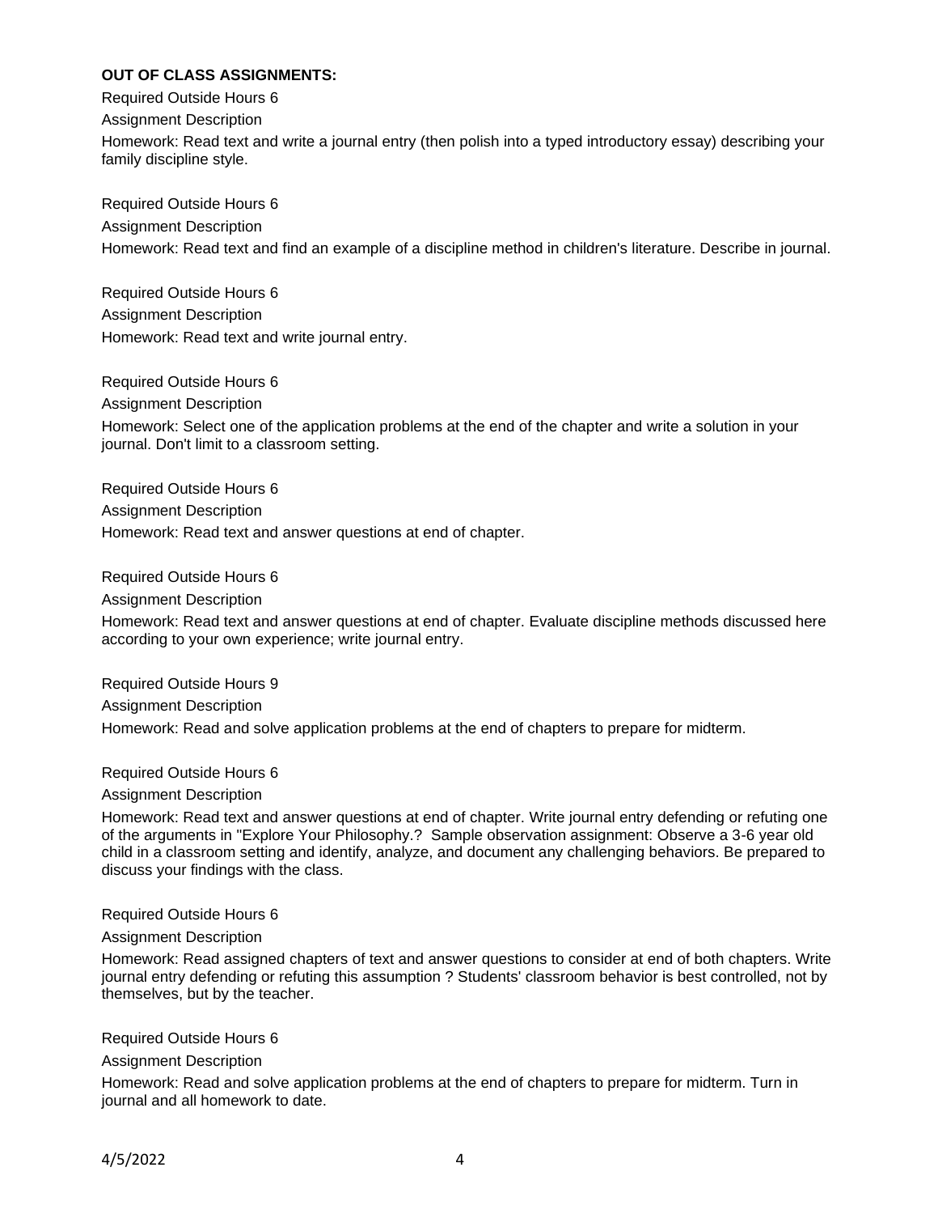**OUT OF CLASS ASSIGNMENTS:**

Required Outside Hours 6

Assignment Description

Homework: Read text and write a journal entry (then polish into a typed introductory essay) describing your family discipline style.

Required Outside Hours 6

Assignment Description

Homework: Read text and find an example of a discipline method in children's literature. Describe in journal.

Required Outside Hours 6

Assignment Description

Homework: Read text and write journal entry.

Required Outside Hours 6

Assignment Description

Homework: Select one of the application problems at the end of the chapter and write a solution in your journal. Don't limit to a classroom setting.

Required Outside Hours 6

Assignment Description

Homework: Read text and answer questions at end of chapter.

Required Outside Hours 6

Assignment Description

Homework: Read text and answer questions at end of chapter. Evaluate discipline methods discussed here according to your own experience; write journal entry.

Required Outside Hours 9

Assignment Description

Homework: Read and solve application problems at the end of chapters to prepare for midterm.

Required Outside Hours 6

Assignment Description

Homework: Read text and answer questions at end of chapter. Write journal entry defending or refuting one of the arguments in "Explore Your Philosophy.? Sample observation assignment: Observe a 3-6 year old child in a classroom setting and identify, analyze, and document any challenging behaviors. Be prepared to discuss your findings with the class.

Required Outside Hours 6

Assignment Description

Homework: Read assigned chapters of text and answer questions to consider at end of both chapters. Write journal entry defending or refuting this assumption ? Students' classroom behavior is best controlled, not by themselves, but by the teacher.

Required Outside Hours 6

Assignment Description

Homework: Read and solve application problems at the end of chapters to prepare for midterm. Turn in journal and all homework to date.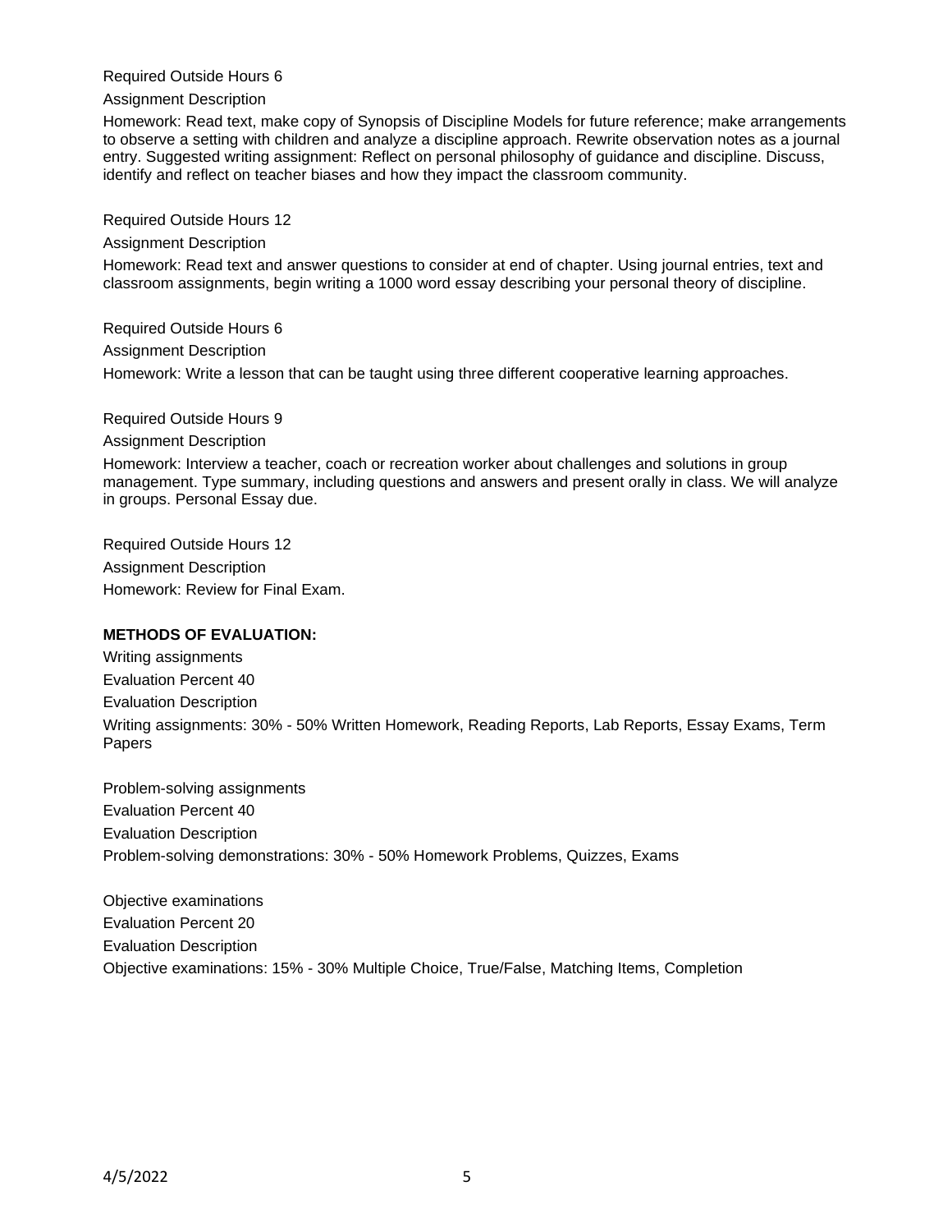Required Outside Hours 6

Assignment Description

Homework: Read text, make copy of Synopsis of Discipline Models for future reference; make arrangements to observe a setting with children and analyze a discipline approach. Rewrite observation notes as a journal entry. Suggested writing assignment: Reflect on personal philosophy of guidance and discipline. Discuss, identify and reflect on teacher biases and how they impact the classroom community.

Required Outside Hours 12

Assignment Description

Homework: Read text and answer questions to consider at end of chapter. Using journal entries, text and classroom assignments, begin writing a 1000 word essay describing your personal theory of discipline.

Required Outside Hours 6

Assignment Description

Homework: Write a lesson that can be taught using three different cooperative learning approaches.

Required Outside Hours 9

Assignment Description

Homework: Interview a teacher, coach or recreation worker about challenges and solutions in group management. Type summary, including questions and answers and present orally in class. We will analyze in groups. Personal Essay due.

Required Outside Hours 12

Assignment Description

Homework: Review for Final Exam.

**METHODS OF EVALUATION:**

Writing assignments

Evaluation Percent 40

Evaluation Description

Writing assignments: 30% - 50% Written Homework, Reading Reports, Lab Reports, Essay Exams, Term Papers

Problem-solving assignments

Evaluation Percent 40

Evaluation Description

Problem-solving demonstrations: 30% - 50% Homework Problems, Quizzes, Exams

Objective examinations

Evaluation Percent 20

Evaluation Description

Objective examinations: 15% - 30% Multiple Choice, True/False, Matching Items, Completion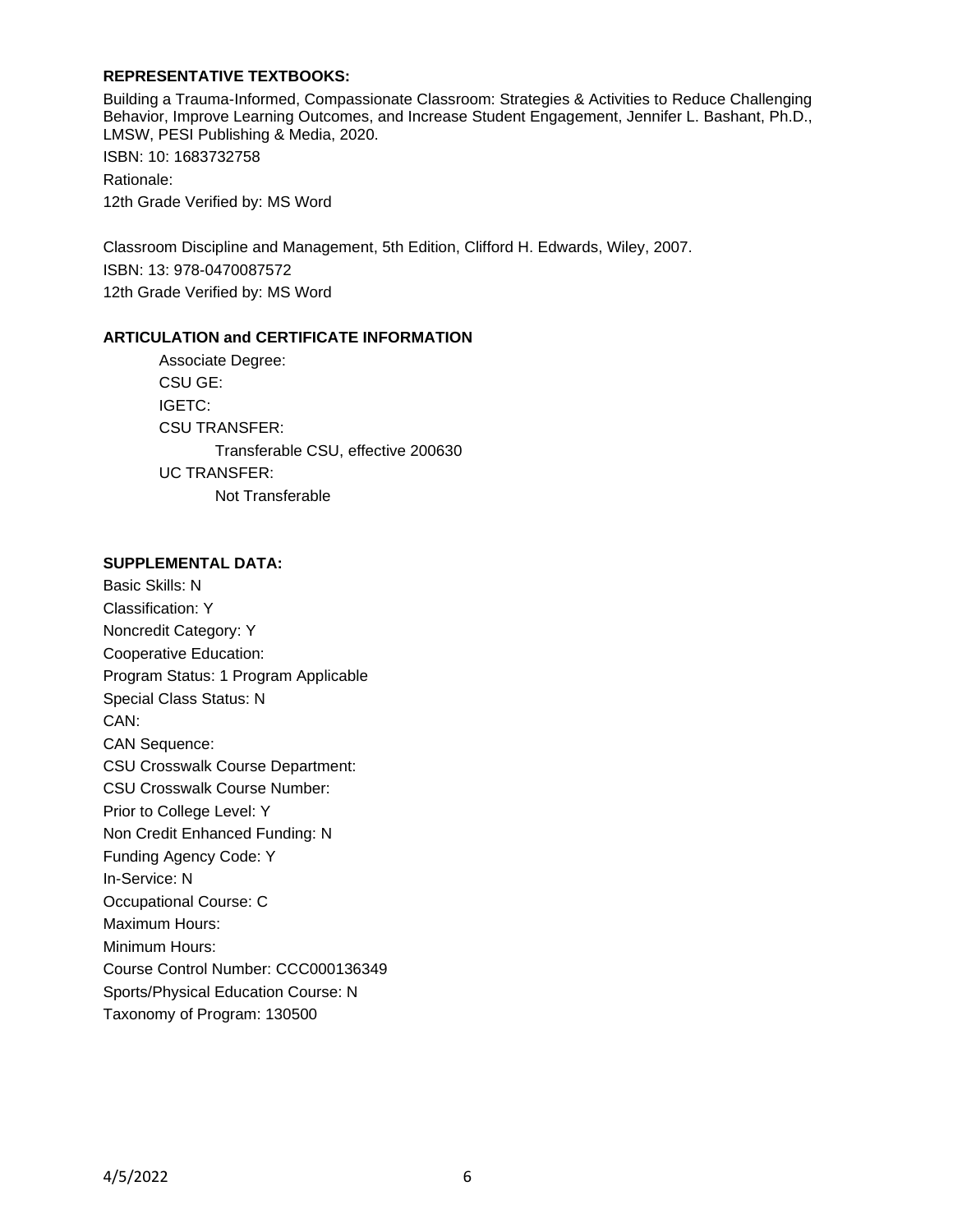**REPRESENTATIVE TEXTBOOKS:**

Building a Trauma-Informed, Compassionate Classroom: Strategies & Activities to Reduce Challenging Behavior, Improve Learning Outcomes, and Increase Student Engagement, Jennifer L. Bashant, Ph.D., LMSW, PESI Publishing & Media, 2020.

ISBN: 10: 1683732758

Rationale:

12th Grade Verified by: MS Word

Classroom Discipline and Management, 5th Edition, Clifford H. Edwards, Wiley, 2007.

ISBN: 13: 978-0470087572

12th Grade Verified by: MS Word

**ARTICULATION and CERTIFICATE INFORMATION**

Associate Degree:

CSU GE:

IGETC:

CSU TRANSFER:

Transferable CSU, effective 200630

UC TRANSFER:

Not Transferable

**SUPPLEMENTAL DATA:**

Basic Skills: N

Classification: Y

Noncredit Category: Y

Cooperative Education:

Program Status: 1 Program Applicable

Special Class Status: N

CAN:

CAN Sequence:

CSU Crosswalk Course Department:

CSU Crosswalk Course Number:

Prior to College Level: Y

Non Credit Enhanced Funding: N

Funding Agency Code: Y

In-Service: N

Occupational Course: C

Maximum Hours:

Minimum Hours:

Course Control Number: CCC000136349

Sports/Physical Education Course: N

Taxonomy of Program: 130500